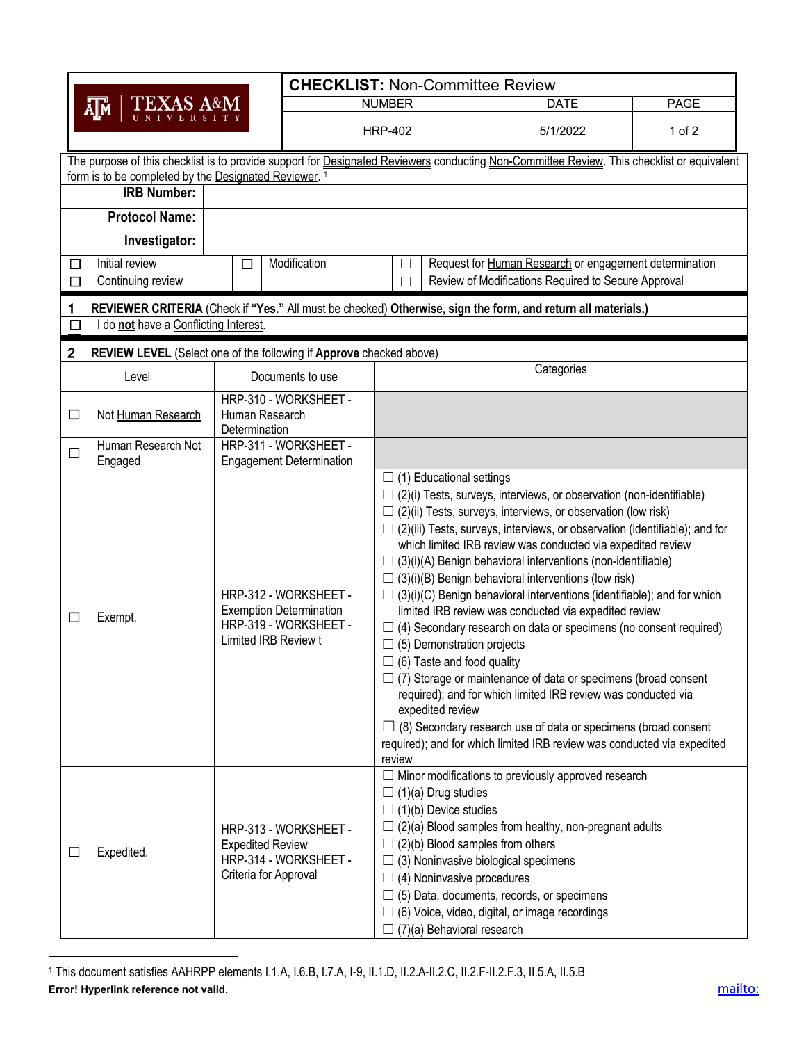**TEXAS A&M UNIVERSITY**

| **CHECKLIST:** Non-Committee Review | | |
|---|---|---|
| NUMBER | DATE | PAGE |
| HRP-402 | 5/1/2022 | 1 of 2 |

The purpose of this checklist is to provide support for Designated Reviewers conducting Non-Committee Review. This checklist or equivalent form is to be completed by the Designated Reviewer. [1]

| | |
|---|---|
| **IRB Number:** | |
| **Protocol Name:** | |
| **Investigator:** | |

| | | | | | |
|---|---|---|---|---|---|
| ☐ | Initial review | ☐ | Modification | ☐ | Request for Human Research or engagement determination |
| ☐ | Continuing review | | | ☐ | Review of Modifications Required to Secure Approval |

## 1 REVIEWER CRITERIA (Check if **"Yes."** All must be checked) **Otherwise, sign the form, and return all materials.)**

☐ I do **not** have a Conflicting Interest.

## 2 REVIEW LEVEL (Select one of the following if **Approve** checked above)

| | Level | Documents to use | Categories |
|---|---|---|---|
| ☐ | Not Human Research | HRP-310 - WORKSHEET - Human Research Determination | |
| ☐ | Human Research Not Engaged | HRP-311 - WORKSHEET - Engagement Determination | |
| ☐ | Exempt. | HRP-312 - WORKSHEET - Exemption Determination<br>HRP-319 - WORKSHEET - Limited IRB Review t | ☐ (1) Educational settings<br>☐ (2)(i) Tests, surveys, interviews, or observation (non-identifiable)<br>☐ (2)(ii) Tests, surveys, interviews, or observation (low risk)<br>☐ (2)(iii) Tests, surveys, interviews, or observation (identifiable); and for which limited IRB review was conducted via expedited review<br>☐ (3)(i)(A) Benign behavioral interventions (non-identifiable)<br>☐ (3)(i)(B) Benign behavioral interventions (low risk)<br>☐ (3)(i)(C) Benign behavioral interventions (identifiable); and for which limited IRB review was conducted via expedited review<br>☐ (4) Secondary research on data or specimens (no consent required)<br>☐ (5) Demonstration projects<br>☐ (6) Taste and food quality<br>☐ (7) Storage or maintenance of data or specimens (broad consent required); and for which limited IRB review was conducted via expedited review<br>☐ (8) Secondary research use of data or specimens (broad consent required); and for which limited IRB review was conducted via expedited review |
| ☐ | Expedited. | HRP-313 - WORKSHEET - Expedited Review<br>HRP-314 - WORKSHEET - Criteria for Approval | ☐ Minor modifications to previously approved research<br>☐ (1)(a) Drug studies<br>☐ (1)(b) Device studies<br>☐ (2)(a) Blood samples from healthy, non-pregnant adults<br>☐ (2)(b) Blood samples from others<br>☐ (3) Noninvasive biological specimens<br>☐ (4) Noninvasive procedures<br>☐ (5) Data, documents, records, or specimens<br>☐ (6) Voice, video, digital, or image recordings<br>☐ (7)(a) Behavioral research |

[1] This document satisfies AAHRPP elements I.1.A, I.6.B, I.7.A, I-9, II.1.D, II.2.A-II.2.C, II.2.F-II.2.F.3, II.5.A, II.5.B

**Error! Hyperlink reference not valid.** mailto: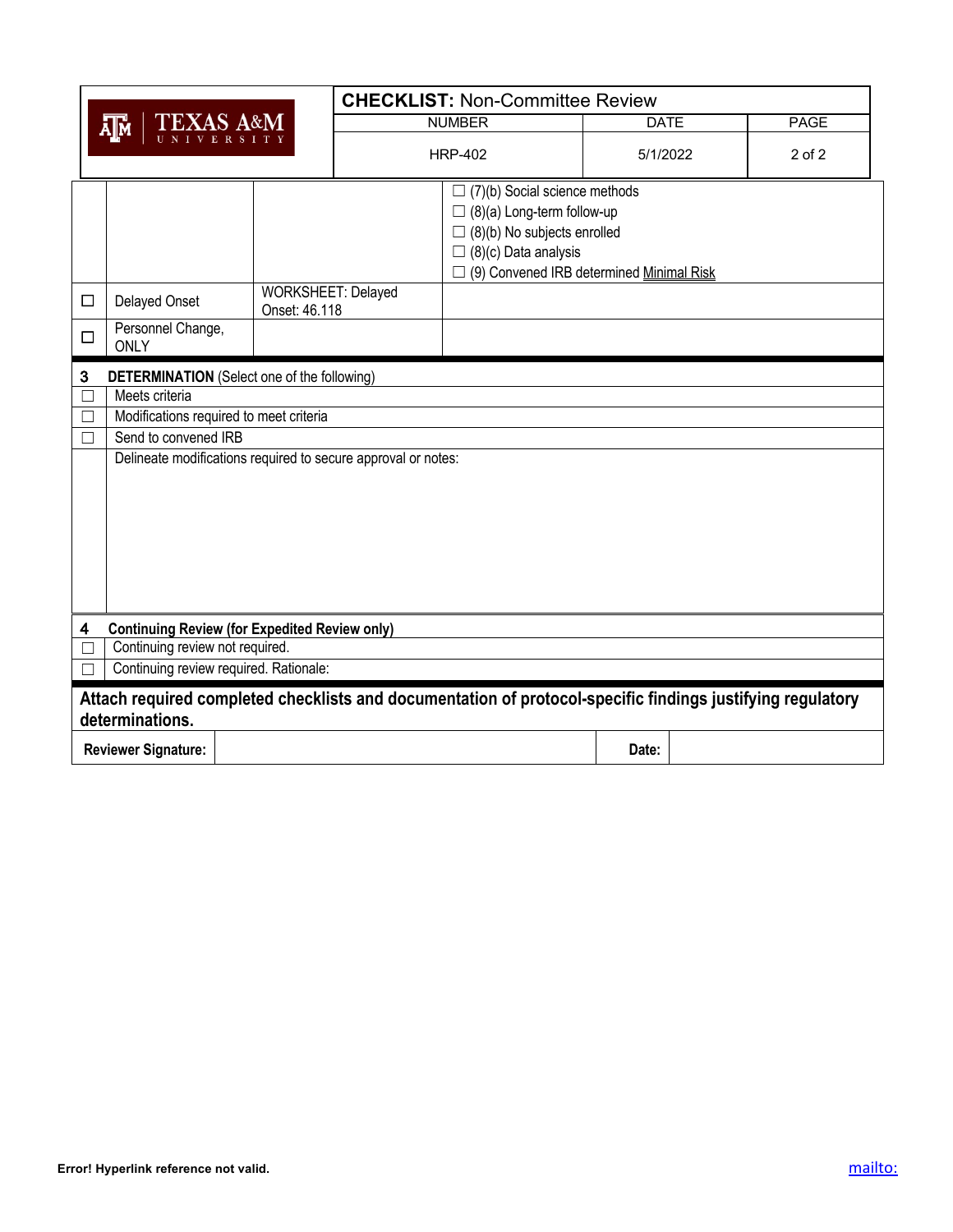| | | | |
|---|---|---|---|
| | | | ☐ (7)(b) Social science methods<br>☐ (8)(a) Long-term follow-up<br>☐ (8)(b) No subjects enrolled<br>☐ (8)(c) Data analysis<br>☐ (9) Convened IRB determined Minimal Risk |
| ☐ | Delayed Onset | WORKSHEET: Delayed Onset: 46.118 | |
| ☐ | Personnel Change, ONLY | | |

| | |
|---|---|
| **3** | **DETERMINATION** (Select one of the following) |
| ☐ | Meets criteria |
| ☐ | Modifications required to meet criteria |
| ☐ | Send to convened IRB |
| | Delineate modifications required to secure approval or notes: |

| | |
|---|---|
| **4** | **Continuing Review (for Expedited Review only)** |
| ☐ | Continuing review not required. |
| ☐ | Continuing review required. Rationale: |

**Attach required completed checklists and documentation of protocol-specific findings justifying regulatory determinations.**

| | | | |
|---|---|---|---|
| **Reviewer Signature:** | | **Date:** | |

Error! Hyperlink reference not valid.

mailto: